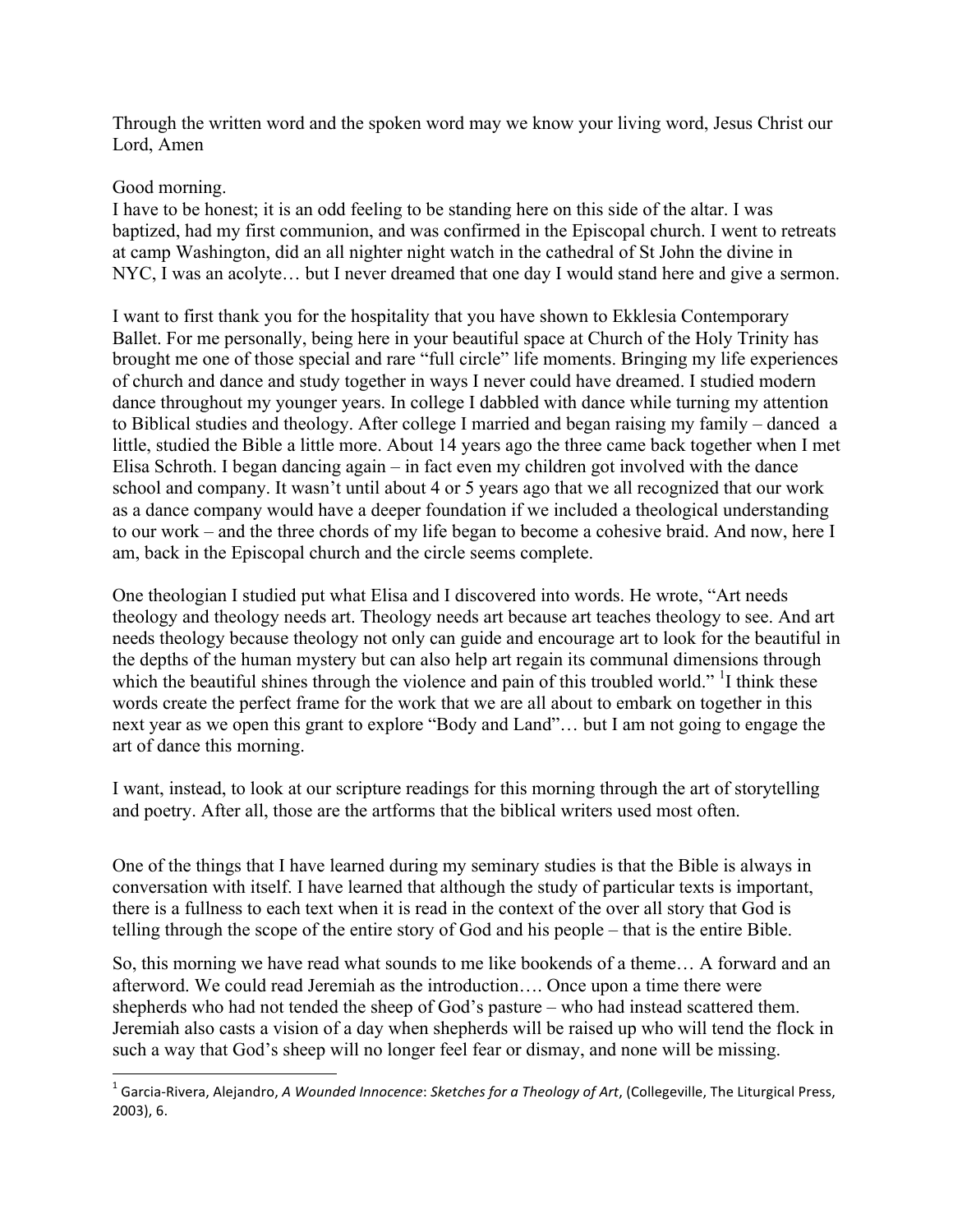Through the written word and the spoken word may we know your living word, Jesus Christ our Lord, Amen

Good morning.
I have to be honest; it is an odd feeling to be standing here on this side of the altar. I was baptized, had my first communion, and was confirmed in the Episcopal church. I went to retreats at camp Washington, did an all nighter night watch in the cathedral of St John the divine in NYC, I was an acolyte… but I never dreamed that one day I would stand here and give a sermon.

I want to first thank you for the hospitality that you have shown to Ekklesia Contemporary Ballet. For me personally, being here in your beautiful space at Church of the Holy Trinity has brought me one of those special and rare "full circle" life moments. Bringing my life experiences of church and dance and study together in ways I never could have dreamed. I studied modern dance throughout my younger years. In college I dabbled with dance while turning my attention to Biblical studies and theology. After college I married and began raising my family – danced a little, studied the Bible a little more. About 14 years ago the three came back together when I met Elisa Schroth. I began dancing again – in fact even my children got involved with the dance school and company. It wasn't until about 4 or 5 years ago that we all recognized that our work as a dance company would have a deeper foundation if we included a theological understanding to our work – and the three chords of my life began to become a cohesive braid. And now, here I am, back in the Episcopal church and the circle seems complete.

One theologian I studied put what Elisa and I discovered into words. He wrote, "Art needs theology and theology needs art. Theology needs art because art teaches theology to see. And art needs theology because theology not only can guide and encourage art to look for the beautiful in the depths of the human mystery but can also help art regain its communal dimensions through which the beautiful shines through the violence and pain of this troubled world." [1]I think these words create the perfect frame for the work that we are all about to embark on together in this next year as we open this grant to explore "Body and Land"… but I am not going to engage the art of dance this morning.

I want, instead, to look at our scripture readings for this morning through the art of storytelling and poetry. After all, those are the artforms that the biblical writers used most often.

One of the things that I have learned during my seminary studies is that the Bible is always in conversation with itself. I have learned that although the study of particular texts is important, there is a fullness to each text when it is read in the context of the over all story that God is telling through the scope of the entire story of God and his people – that is the entire Bible.

So, this morning we have read what sounds to me like bookends of a theme… A forward and an afterword. We could read Jeremiah as the introduction…. Once upon a time there were shepherds who had not tended the sheep of God's pasture – who had instead scattered them. Jeremiah also casts a vision of a day when shepherds will be raised up who will tend the flock in such a way that God's sheep will no longer feel fear or dismay, and none will be missing.

---

[1] Garcia-Rivera, Alejandro, *A Wounded Innocence*: *Sketches for a Theology of Art*, (Collegeville, The Liturgical Press, 2003), 6.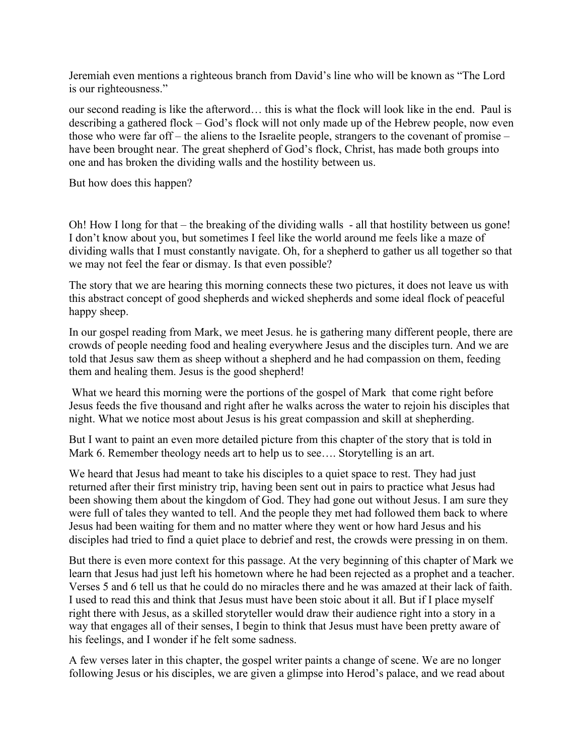Jeremiah even mentions a righteous branch from David's line who will be known as "The Lord is our righteousness."

our second reading is like the afterword… this is what the flock will look like in the end. Paul is describing a gathered flock – God's flock will not only made up of the Hebrew people, now even those who were far off – the aliens to the Israelite people, strangers to the covenant of promise – have been brought near. The great shepherd of God's flock, Christ, has made both groups into one and has broken the dividing walls and the hostility between us.

But how does this happen?

Oh! How I long for that – the breaking of the dividing walls - all that hostility between us gone! I don't know about you, but sometimes I feel like the world around me feels like a maze of dividing walls that I must constantly navigate. Oh, for a shepherd to gather us all together so that we may not feel the fear or dismay. Is that even possible?

The story that we are hearing this morning connects these two pictures, it does not leave us with this abstract concept of good shepherds and wicked shepherds and some ideal flock of peaceful happy sheep.

In our gospel reading from Mark, we meet Jesus. he is gathering many different people, there are crowds of people needing food and healing everywhere Jesus and the disciples turn. And we are told that Jesus saw them as sheep without a shepherd and he had compassion on them, feeding them and healing them. Jesus is the good shepherd!

What we heard this morning were the portions of the gospel of Mark that come right before Jesus feeds the five thousand and right after he walks across the water to rejoin his disciples that night. What we notice most about Jesus is his great compassion and skill at shepherding.

But I want to paint an even more detailed picture from this chapter of the story that is told in Mark 6. Remember theology needs art to help us to see…. Storytelling is an art.

We heard that Jesus had meant to take his disciples to a quiet space to rest. They had just returned after their first ministry trip, having been sent out in pairs to practice what Jesus had been showing them about the kingdom of God. They had gone out without Jesus. I am sure they were full of tales they wanted to tell. And the people they met had followed them back to where Jesus had been waiting for them and no matter where they went or how hard Jesus and his disciples had tried to find a quiet place to debrief and rest, the crowds were pressing in on them.

But there is even more context for this passage. At the very beginning of this chapter of Mark we learn that Jesus had just left his hometown where he had been rejected as a prophet and a teacher. Verses 5 and 6 tell us that he could do no miracles there and he was amazed at their lack of faith. I used to read this and think that Jesus must have been stoic about it all. But if I place myself right there with Jesus, as a skilled storyteller would draw their audience right into a story in a way that engages all of their senses, I begin to think that Jesus must have been pretty aware of his feelings, and I wonder if he felt some sadness.

A few verses later in this chapter, the gospel writer paints a change of scene. We are no longer following Jesus or his disciples, we are given a glimpse into Herod's palace, and we read about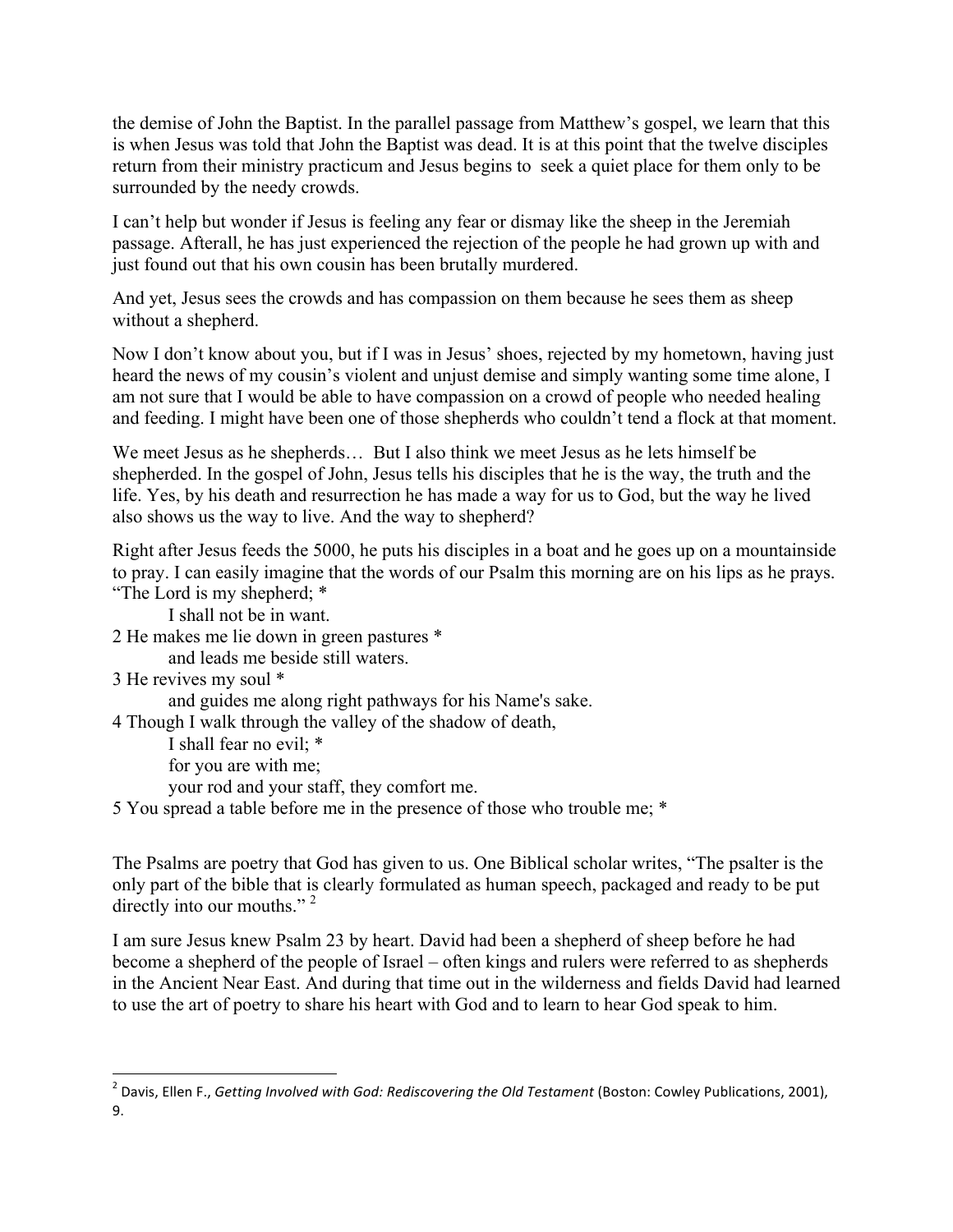the demise of John the Baptist. In the parallel passage from Matthew's gospel, we learn that this is when Jesus was told that John the Baptist was dead. It is at this point that the twelve disciples return from their ministry practicum and Jesus begins to seek a quiet place for them only to be surrounded by the needy crowds.

I can't help but wonder if Jesus is feeling any fear or dismay like the sheep in the Jeremiah passage. Afterall, he has just experienced the rejection of the people he had grown up with and just found out that his own cousin has been brutally murdered.

And yet, Jesus sees the crowds and has compassion on them because he sees them as sheep without a shepherd.

Now I don't know about you, but if I was in Jesus' shoes, rejected by my hometown, having just heard the news of my cousin's violent and unjust demise and simply wanting some time alone, I am not sure that I would be able to have compassion on a crowd of people who needed healing and feeding. I might have been one of those shepherds who couldn't tend a flock at that moment.

We meet Jesus as he shepherds… But I also think we meet Jesus as he lets himself be shepherded. In the gospel of John, Jesus tells his disciples that he is the way, the truth and the life. Yes, by his death and resurrection he has made a way for us to God, but the way he lived also shows us the way to live. And the way to shepherd?

Right after Jesus feeds the 5000, he puts his disciples in a boat and he goes up on a mountainside to pray. I can easily imagine that the words of our Psalm this morning are on his lips as he prays.

"The Lord is my shepherd; *
  I shall not be in want.
2 He makes me lie down in green pastures *
  and leads me beside still waters.
3 He revives my soul *
  and guides me along right pathways for his Name's sake.
4 Though I walk through the valley of the shadow of death,
  I shall fear no evil; *
  for you are with me;
  your rod and your staff, they comfort me.
5 You spread a table before me in the presence of those who trouble me; *

The Psalms are poetry that God has given to us. One Biblical scholar writes, "The psalter is the only part of the bible that is clearly formulated as human speech, packaged and ready to be put directly into our mouths." [2]

I am sure Jesus knew Psalm 23 by heart. David had been a shepherd of sheep before he had become a shepherd of the people of Israel – often kings and rulers were referred to as shepherds in the Ancient Near East. And during that time out in the wilderness and fields David had learned to use the art of poetry to share his heart with God and to learn to hear God speak to him.

---

[2] Davis, Ellen F., *Getting Involved with God: Rediscovering the Old Testament* (Boston: Cowley Publications, 2001), 9.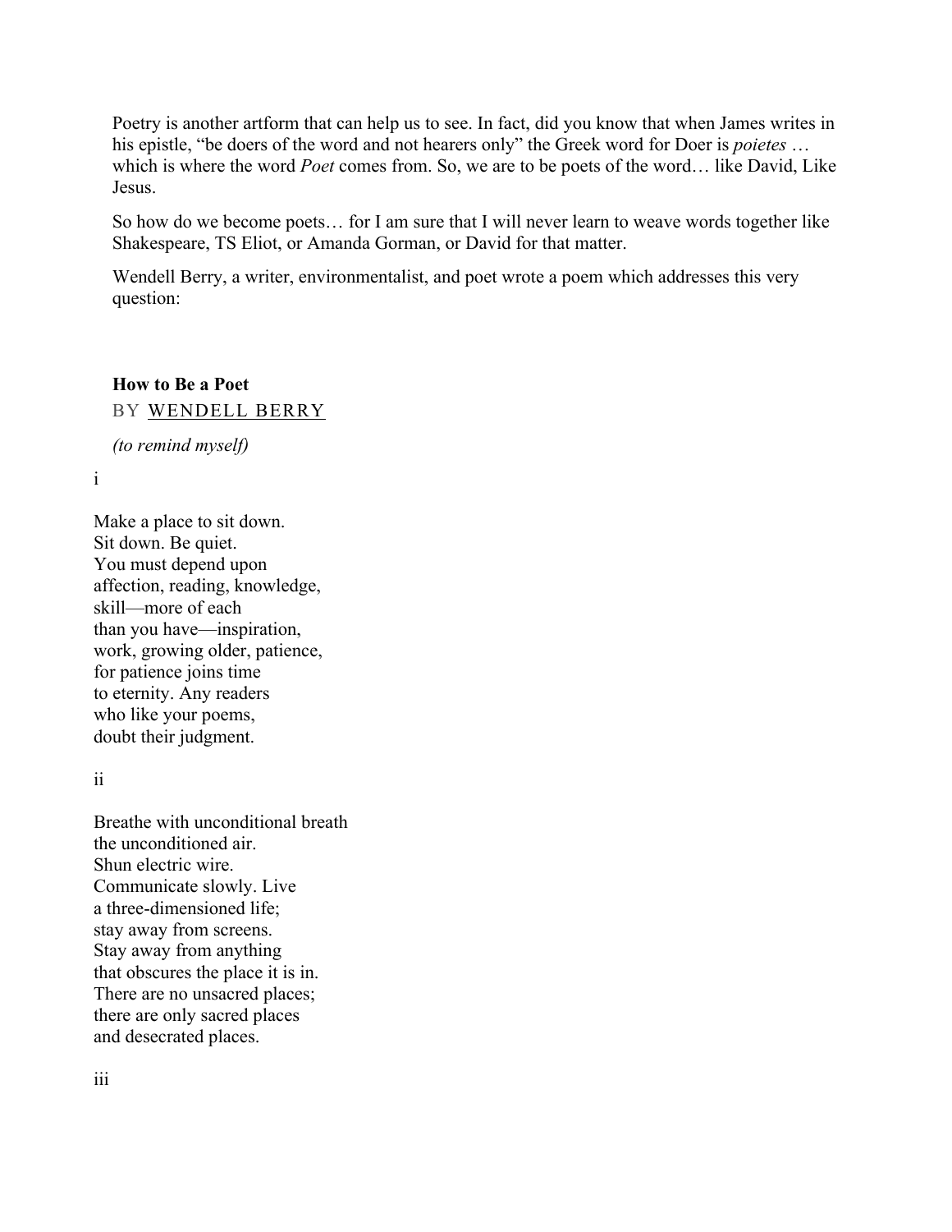Poetry is another artform that can help us to see. In fact, did you know that when James writes in his epistle, "be doers of the word and not hearers only" the Greek word for Doer is *poietes* … which is where the word *Poet* comes from. So, we are to be poets of the word… like David, Like Jesus.

So how do we become poets… for I am sure that I will never learn to weave words together like Shakespeare, TS Eliot, or Amanda Gorman, or David for that matter.

Wendell Berry, a writer, environmentalist, and poet wrote a poem which addresses this very question:

**How to Be a Poet**

BY WENDELL BERRY

*(to remind myself)*

i

Make a place to sit down.  
Sit down. Be quiet.  
You must depend upon  
affection, reading, knowledge,  
skill—more of each  
than you have—inspiration,  
work, growing older, patience,  
for patience joins time  
to eternity. Any readers  
who like your poems,  
doubt their judgment.

ii

Breathe with unconditional breath  
the unconditioned air.  
Shun electric wire.  
Communicate slowly. Live  
a three-dimensioned life;  
stay away from screens.  
Stay away from anything  
that obscures the place it is in.  
There are no unsacred places;  
there are only sacred places  
and desecrated places.

iii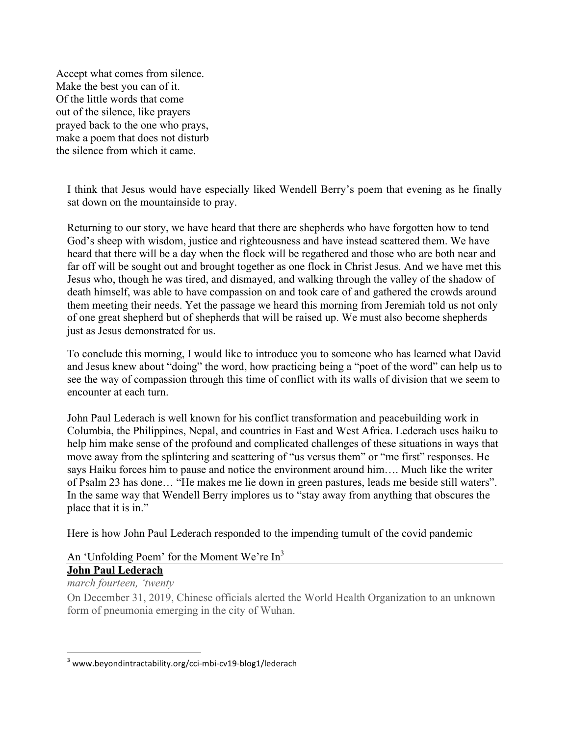Accept what comes from silence.  
Make the best you can of it.  
Of the little words that come  
out of the silence, like prayers  
prayed back to the one who prays,  
make a poem that does not disturb  
the silence from which it came.

I think that Jesus would have especially liked Wendell Berry's poem that evening as he finally sat down on the mountainside to pray.

Returning to our story, we have heard that there are shepherds who have forgotten how to tend God's sheep with wisdom, justice and righteousness and have instead scattered them. We have heard that there will be a day when the flock will be regathered and those who are both near and far off will be sought out and brought together as one flock in Christ Jesus. And we have met this Jesus who, though he was tired, and dismayed, and walking through the valley of the shadow of death himself, was able to have compassion on and took care of and gathered the crowds around them meeting their needs. Yet the passage we heard this morning from Jeremiah told us not only of one great shepherd but of shepherds that will be raised up. We must also become shepherds just as Jesus demonstrated for us.

To conclude this morning, I would like to introduce you to someone who has learned what David and Jesus knew about "doing" the word, how practicing being a "poet of the word" can help us to see the way of compassion through this time of conflict with its walls of division that we seem to encounter at each turn.

John Paul Lederach is well known for his conflict transformation and peacebuilding work in Columbia, the Philippines, Nepal, and countries in East and West Africa. Lederach uses haiku to help him make sense of the profound and complicated challenges of these situations in ways that move away from the splintering and scattering of "us versus them" or "me first" responses. He says Haiku forces him to pause and notice the environment around him…. Much like the writer of Psalm 23 has done… "He makes me lie down in green pastures, leads me beside still waters". In the same way that Wendell Berry implores us to "stay away from anything that obscures the place that it is in."

Here is how John Paul Lederach responded to the impending tumult of the covid pandemic

An 'Unfolding Poem' for the Moment We're In[3]

**John Paul Lederach**

*march fourteen, 'twenty*

On December 31, 2019, Chinese officials alerted the World Health Organization to an unknown form of pneumonia emerging in the city of Wuhan.

---

[3] www.beyondintractability.org/cci-mbi-cv19-blog1/lederach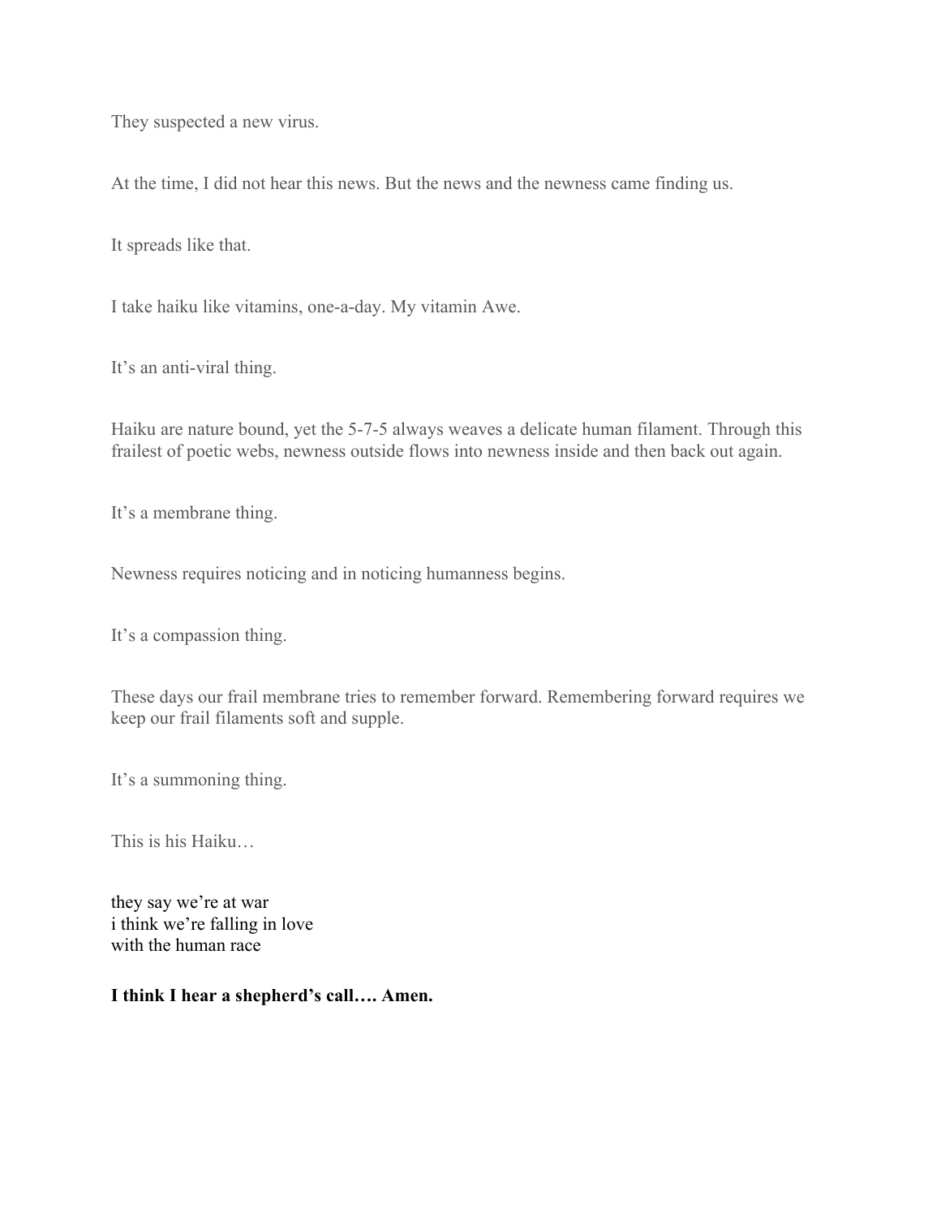They suspected a new virus.

At the time, I did not hear this news. But the news and the newness came finding us.

It spreads like that.

I take haiku like vitamins, one-a-day. My vitamin Awe.

It's an anti-viral thing.

Haiku are nature bound, yet the 5-7-5 always weaves a delicate human filament. Through this frailest of poetic webs, newness outside flows into newness inside and then back out again.

It's a membrane thing.

Newness requires noticing and in noticing humanness begins.

It's a compassion thing.

These days our frail membrane tries to remember forward. Remembering forward requires we keep our frail filaments soft and supple.

It's a summoning thing.

This is his Haiku…

they say we're at war  
i think we're falling in love  
with the human race

**I think I hear a shepherd's call…. Amen.**